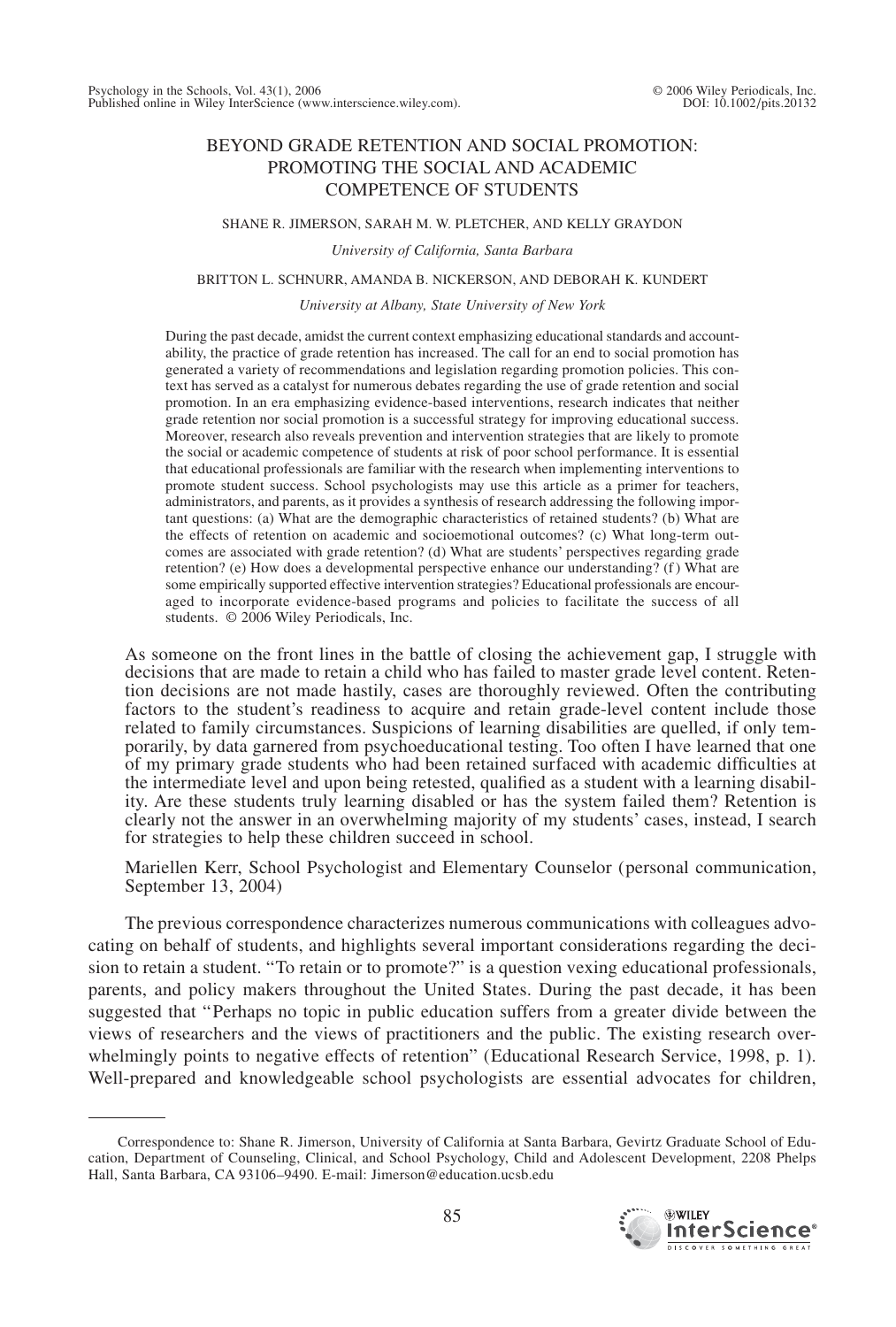# BEYOND GRADE RETENTION AND SOCIAL PROMOTION: PROMOTING THE SOCIAL AND ACADEMIC COMPETENCE OF STUDENTS

SHANE R. JIMERSON, SARAH M. W. PLETCHER, AND KELLY GRAYDON

*University of California, Santa Barbara*

BRITTON L. SCHNURR, AMANDA B. NICKERSON, AND DEBORAH K. KUNDERT

*University at Albany, State University of New York*

During the past decade, amidst the current context emphasizing educational standards and accountability, the practice of grade retention has increased. The call for an end to social promotion has generated a variety of recommendations and legislation regarding promotion policies. This context has served as a catalyst for numerous debates regarding the use of grade retention and social promotion. In an era emphasizing evidence-based interventions, research indicates that neither grade retention nor social promotion is a successful strategy for improving educational success. Moreover, research also reveals prevention and intervention strategies that are likely to promote the social or academic competence of students at risk of poor school performance. It is essential that educational professionals are familiar with the research when implementing interventions to promote student success. School psychologists may use this article as a primer for teachers, administrators, and parents, as it provides a synthesis of research addressing the following important questions: (a) What are the demographic characteristics of retained students? (b) What are the effects of retention on academic and socioemotional outcomes? (c) What long-term outcomes are associated with grade retention? (d) What are students' perspectives regarding grade retention? (e) How does a developmental perspective enhance our understanding? (f) What are some empirically supported effective intervention strategies? Educational professionals are encouraged to incorporate evidence-based programs and policies to facilitate the success of all students. © 2006 Wiley Periodicals, Inc.

> As someone on the front lines in the battle of closing the achievement gap, I struggle with decisions that are made to retain a child who has failed to master grade level content. Retention decisions are not made hastily, cases are thoroughly reviewed. Often the contributing factors to the student's readiness to acquire and retain grade-level content include those related to family circumstances. Suspicions of learning disabilities are quelled, if only temporarily, by data garnered from psychoeducational testing. Too often I have learned that one of my primary grade students who had been retained surfaced with academic difficulties at the intermediate level and upon being retested, qualified as a student with a learning disability. Are these students truly learning disabled or has the system failed them? Retention is clearly not the answer in an overwhelming majority of my students' cases, instead, I search for strategies to help these children succeed in school.
>
> Mariellen Kerr, School Psychologist and Elementary Counselor (personal communication, September 13, 2004)

The previous correspondence characterizes numerous communications with colleagues advocating on behalf of students, and highlights several important considerations regarding the decision to retain a student. "To retain or to promote?" is a question vexing educational professionals, parents, and policy makers throughout the United States. During the past decade, it has been suggested that "Perhaps no topic in public education suffers from a greater divide between the views of researchers and the views of practitioners and the public. The existing research overwhelmingly points to negative effects of retention" (Educational Research Service, 1998, p. 1). Well-prepared and knowledgeable school psychologists are essential advocates for children,

Correspondence to: Shane R. Jimerson, University of California at Santa Barbara, Gevirtz Graduate School of Education, Department of Counseling, Clinical, and School Psychology, Child and Adolescent Development, 2208 Phelps Hall, Santa Barbara, CA 93106–9490. E-mail: Jimerson@education.ucsb.edu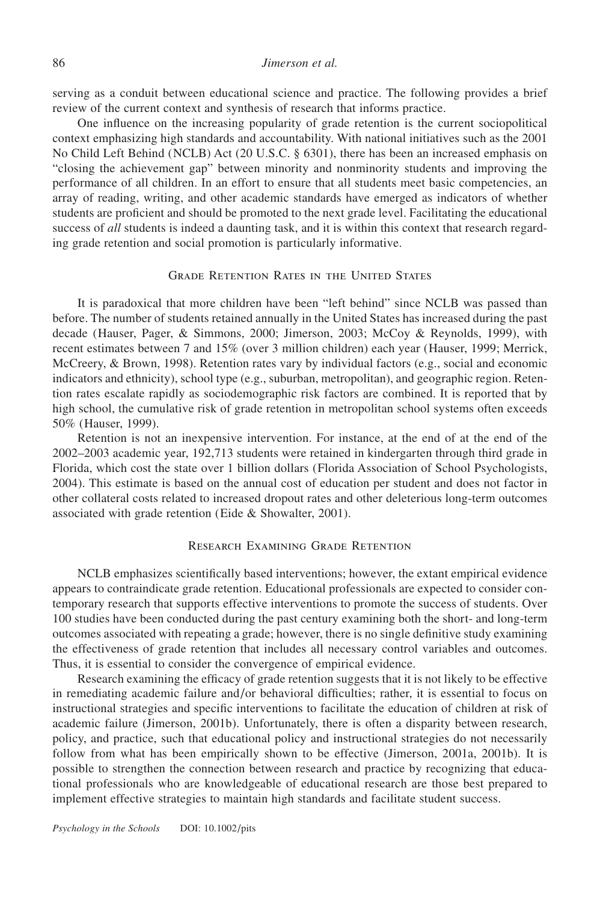serving as a conduit between educational science and practice. The following provides a brief review of the current context and synthesis of research that informs practice.

One influence on the increasing popularity of grade retention is the current sociopolitical context emphasizing high standards and accountability. With national initiatives such as the 2001 No Child Left Behind (NCLB) Act (20 U.S.C. § 6301), there has been an increased emphasis on "closing the achievement gap" between minority and nonminority students and improving the performance of all children. In an effort to ensure that all students meet basic competencies, an array of reading, writing, and other academic standards have emerged as indicators of whether students are proficient and should be promoted to the next grade level. Facilitating the educational success of *all* students is indeed a daunting task, and it is within this context that research regarding grade retention and social promotion is particularly informative.

## Grade Retention Rates in the United States

It is paradoxical that more children have been "left behind" since NCLB was passed than before. The number of students retained annually in the United States has increased during the past decade (Hauser, Pager, & Simmons, 2000; Jimerson, 2003; McCoy & Reynolds, 1999), with recent estimates between 7 and 15% (over 3 million children) each year (Hauser, 1999; Merrick, McCreery, & Brown, 1998). Retention rates vary by individual factors (e.g., social and economic indicators and ethnicity), school type (e.g., suburban, metropolitan), and geographic region. Retention rates escalate rapidly as sociodemographic risk factors are combined. It is reported that by high school, the cumulative risk of grade retention in metropolitan school systems often exceeds 50% (Hauser, 1999).

Retention is not an inexpensive intervention. For instance, at the end of at the end of the 2002–2003 academic year, 192,713 students were retained in kindergarten through third grade in Florida, which cost the state over 1 billion dollars (Florida Association of School Psychologists, 2004). This estimate is based on the annual cost of education per student and does not factor in other collateral costs related to increased dropout rates and other deleterious long-term outcomes associated with grade retention (Eide & Showalter, 2001).

## Research Examining Grade Retention

NCLB emphasizes scientifically based interventions; however, the extant empirical evidence appears to contraindicate grade retention. Educational professionals are expected to consider contemporary research that supports effective interventions to promote the success of students. Over 100 studies have been conducted during the past century examining both the short- and long-term outcomes associated with repeating a grade; however, there is no single definitive study examining the effectiveness of grade retention that includes all necessary control variables and outcomes. Thus, it is essential to consider the convergence of empirical evidence.

Research examining the efficacy of grade retention suggests that it is not likely to be effective in remediating academic failure and/or behavioral difficulties; rather, it is essential to focus on instructional strategies and specific interventions to facilitate the education of children at risk of academic failure (Jimerson, 2001b). Unfortunately, there is often a disparity between research, policy, and practice, such that educational policy and instructional strategies do not necessarily follow from what has been empirically shown to be effective (Jimerson, 2001a, 2001b). It is possible to strengthen the connection between research and practice by recognizing that educational professionals who are knowledgeable of educational research are those best prepared to implement effective strategies to maintain high standards and facilitate student success.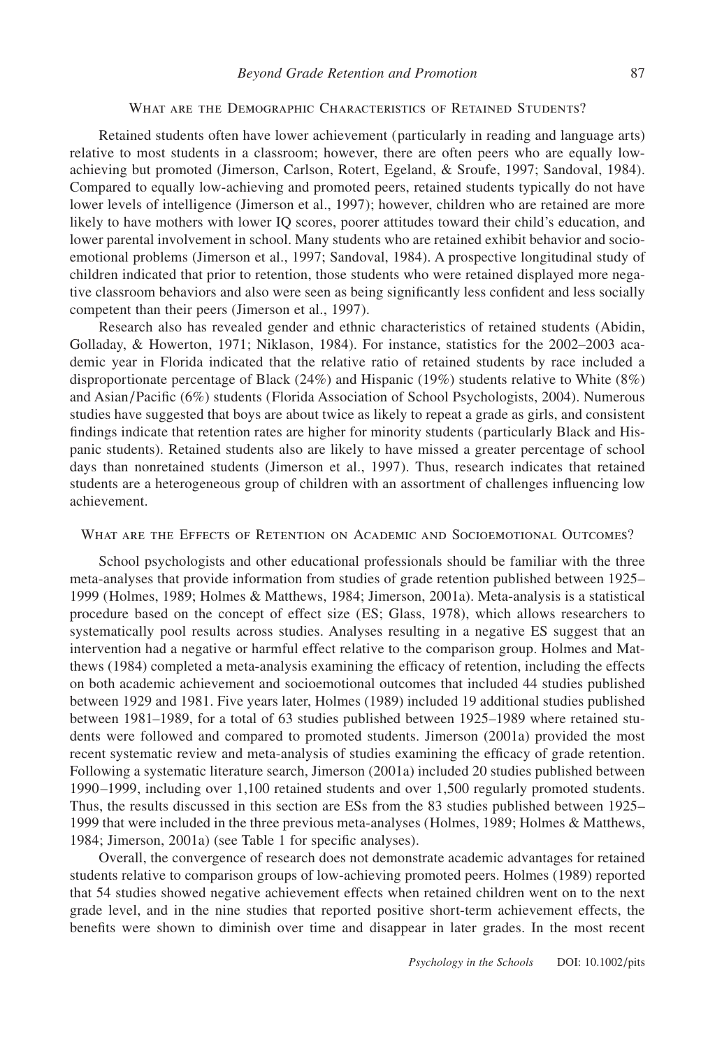## What are the Demographic Characteristics of Retained Students?

Retained students often have lower achievement (particularly in reading and language arts) relative to most students in a classroom; however, there are often peers who are equally low-achieving but promoted (Jimerson, Carlson, Rotert, Egeland, & Sroufe, 1997; Sandoval, 1984). Compared to equally low-achieving and promoted peers, retained students typically do not have lower levels of intelligence (Jimerson et al., 1997); however, children who are retained are more likely to have mothers with lower IQ scores, poorer attitudes toward their child's education, and lower parental involvement in school. Many students who are retained exhibit behavior and socio-emotional problems (Jimerson et al., 1997; Sandoval, 1984). A prospective longitudinal study of children indicated that prior to retention, those students who were retained displayed more negative classroom behaviors and also were seen as being significantly less confident and less socially competent than their peers (Jimerson et al., 1997).

Research also has revealed gender and ethnic characteristics of retained students (Abidin, Golladay, & Howerton, 1971; Niklason, 1984). For instance, statistics for the 2002–2003 academic year in Florida indicated that the relative ratio of retained students by race included a disproportionate percentage of Black (24%) and Hispanic (19%) students relative to White (8%) and Asian/Pacific (6%) students (Florida Association of School Psychologists, 2004). Numerous studies have suggested that boys are about twice as likely to repeat a grade as girls, and consistent findings indicate that retention rates are higher for minority students (particularly Black and Hispanic students). Retained students also are likely to have missed a greater percentage of school days than nonretained students (Jimerson et al., 1997). Thus, research indicates that retained students are a heterogeneous group of children with an assortment of challenges influencing low achievement.

## What are the Effects of Retention on Academic and Socioemotional Outcomes?

School psychologists and other educational professionals should be familiar with the three meta-analyses that provide information from studies of grade retention published between 1925–1999 (Holmes, 1989; Holmes & Matthews, 1984; Jimerson, 2001a). Meta-analysis is a statistical procedure based on the concept of effect size (ES; Glass, 1978), which allows researchers to systematically pool results across studies. Analyses resulting in a negative ES suggest that an intervention had a negative or harmful effect relative to the comparison group. Holmes and Matthews (1984) completed a meta-analysis examining the efficacy of retention, including the effects on both academic achievement and socioemotional outcomes that included 44 studies published between 1929 and 1981. Five years later, Holmes (1989) included 19 additional studies published between 1981–1989, for a total of 63 studies published between 1925–1989 where retained students were followed and compared to promoted students. Jimerson (2001a) provided the most recent systematic review and meta-analysis of studies examining the efficacy of grade retention. Following a systematic literature search, Jimerson (2001a) included 20 studies published between 1990–1999, including over 1,100 retained students and over 1,500 regularly promoted students. Thus, the results discussed in this section are ESs from the 83 studies published between 1925–1999 that were included in the three previous meta-analyses (Holmes, 1989; Holmes & Matthews, 1984; Jimerson, 2001a) (see Table 1 for specific analyses).

Overall, the convergence of research does not demonstrate academic advantages for retained students relative to comparison groups of low-achieving promoted peers. Holmes (1989) reported that 54 studies showed negative achievement effects when retained children went on to the next grade level, and in the nine studies that reported positive short-term achievement effects, the benefits were shown to diminish over time and disappear in later grades. In the most recent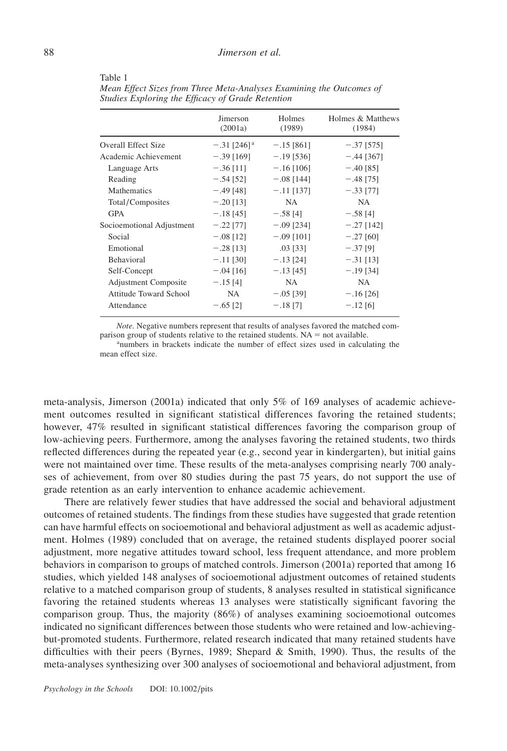Table 1
*Mean Effect Sizes from Three Meta-Analyses Examining the Outcomes of Studies Exploring the Efficacy of Grade Retention*

| | Jimerson (2001a) | Holmes (1989) | Holmes & Matthews (1984) |
|---|---|---|---|
| Overall Effect Size | −.31 [246][a] | −.15 [861] | −.37 [575] |
| Academic Achievement | −.39 [169] | −.19 [536] | −.44 [367] |
| Language Arts | −.36 [11] | −.16 [106] | −.40 [85] |
| Reading | −.54 [52] | −.08 [144] | −.48 [75] |
| Mathematics | −.49 [48] | −.11 [137] | −.33 [77] |
| Total/Composites | −.20 [13] | NA | NA |
| GPA | −.18 [45] | −.58 [4] | −.58 [4] |
| Socioemotional Adjustment | −.22 [77] | −.09 [234] | −.27 [142] |
| Social | −.08 [12] | −.09 [101] | −.27 [60] |
| Emotional | −.28 [13] | .03 [33] | −.37 [9] |
| Behavioral | −.11 [30] | −.13 [24] | −.31 [13] |
| Self-Concept | −.04 [16] | −.13 [45] | −.19 [34] |
| Adjustment Composite | −.15 [4] | NA | NA |
| Attitude Toward School | NA | −.05 [39] | −.16 [26] |
| Attendance | −.65 [2] | −.18 [7] | −.12 [6] |

*Note.* Negative numbers represent that results of analyses favored the matched comparison group of students relative to the retained students. NA = not available.

[a]numbers in brackets indicate the number of effect sizes used in calculating the mean effect size.

meta-analysis, Jimerson (2001a) indicated that only 5% of 169 analyses of academic achievement outcomes resulted in significant statistical differences favoring the retained students; however, 47% resulted in significant statistical differences favoring the comparison group of low-achieving peers. Furthermore, among the analyses favoring the retained students, two thirds reflected differences during the repeated year (e.g., second year in kindergarten), but initial gains were not maintained over time. These results of the meta-analyses comprising nearly 700 analyses of achievement, from over 80 studies during the past 75 years, do not support the use of grade retention as an early intervention to enhance academic achievement.

There are relatively fewer studies that have addressed the social and behavioral adjustment outcomes of retained students. The findings from these studies have suggested that grade retention can have harmful effects on socioemotional and behavioral adjustment as well as academic adjustment. Holmes (1989) concluded that on average, the retained students displayed poorer social adjustment, more negative attitudes toward school, less frequent attendance, and more problem behaviors in comparison to groups of matched controls. Jimerson (2001a) reported that among 16 studies, which yielded 148 analyses of socioemotional adjustment outcomes of retained students relative to a matched comparison group of students, 8 analyses resulted in statistical significance favoring the retained students whereas 13 analyses were statistically significant favoring the comparison group. Thus, the majority (86%) of analyses examining socioemotional outcomes indicated no significant differences between those students who were retained and low-achieving-but-promoted students. Furthermore, related research indicated that many retained students have difficulties with their peers (Byrnes, 1989; Shepard & Smith, 1990). Thus, the results of the meta-analyses synthesizing over 300 analyses of socioemotional and behavioral adjustment, from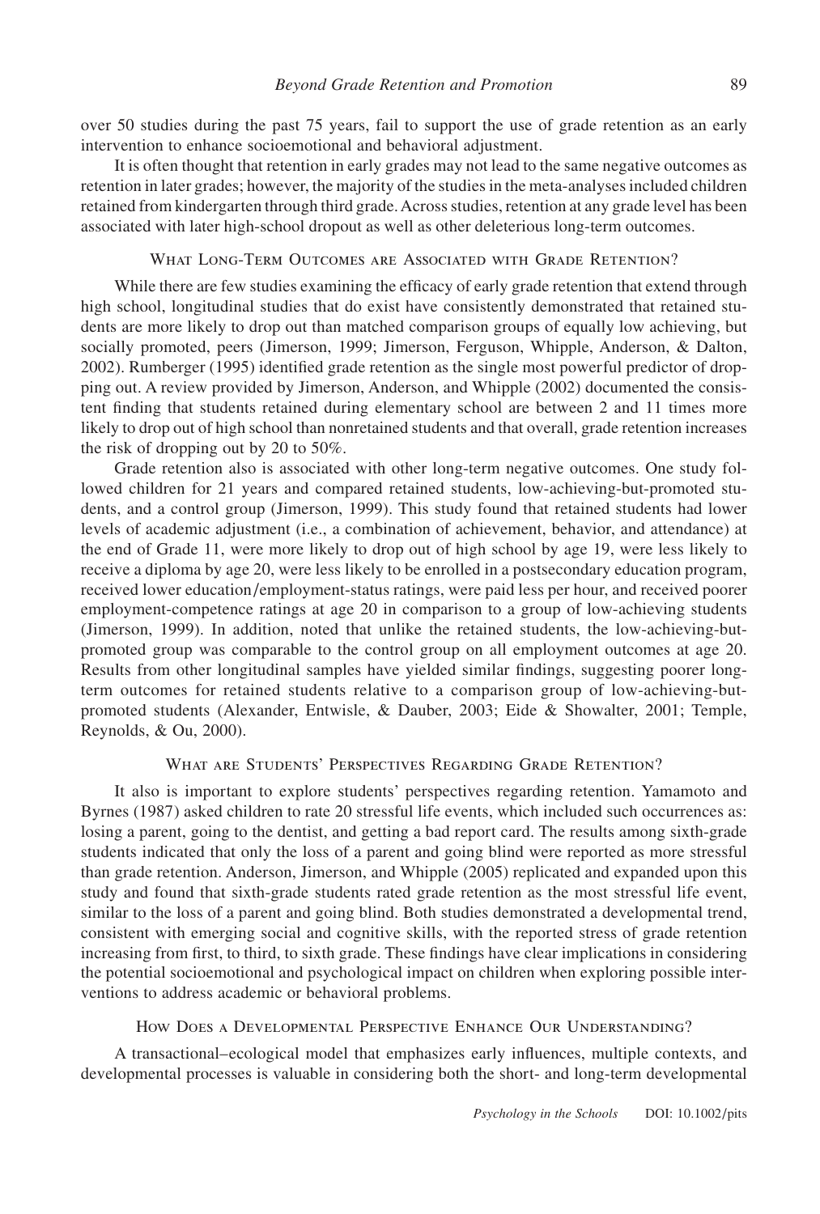over 50 studies during the past 75 years, fail to support the use of grade retention as an early intervention to enhance socioemotional and behavioral adjustment.

It is often thought that retention in early grades may not lead to the same negative outcomes as retention in later grades; however, the majority of the studies in the meta-analyses included children retained from kindergarten through third grade. Across studies, retention at any grade level has been associated with later high-school dropout as well as other deleterious long-term outcomes.

## What Long-Term Outcomes are Associated with Grade Retention?

While there are few studies examining the efficacy of early grade retention that extend through high school, longitudinal studies that do exist have consistently demonstrated that retained students are more likely to drop out than matched comparison groups of equally low achieving, but socially promoted, peers (Jimerson, 1999; Jimerson, Ferguson, Whipple, Anderson, & Dalton, 2002). Rumberger (1995) identified grade retention as the single most powerful predictor of dropping out. A review provided by Jimerson, Anderson, and Whipple (2002) documented the consistent finding that students retained during elementary school are between 2 and 11 times more likely to drop out of high school than nonretained students and that overall, grade retention increases the risk of dropping out by 20 to 50%.

Grade retention also is associated with other long-term negative outcomes. One study followed children for 21 years and compared retained students, low-achieving-but-promoted students, and a control group (Jimerson, 1999). This study found that retained students had lower levels of academic adjustment (i.e., a combination of achievement, behavior, and attendance) at the end of Grade 11, were more likely to drop out of high school by age 19, were less likely to receive a diploma by age 20, were less likely to be enrolled in a postsecondary education program, received lower education/employment-status ratings, were paid less per hour, and received poorer employment-competence ratings at age 20 in comparison to a group of low-achieving students (Jimerson, 1999). In addition, noted that unlike the retained students, the low-achieving-but-promoted group was comparable to the control group on all employment outcomes at age 20. Results from other longitudinal samples have yielded similar findings, suggesting poorer long-term outcomes for retained students relative to a comparison group of low-achieving-but-promoted students (Alexander, Entwisle, & Dauber, 2003; Eide & Showalter, 2001; Temple, Reynolds, & Ou, 2000).

## What are Students' Perspectives Regarding Grade Retention?

It also is important to explore students' perspectives regarding retention. Yamamoto and Byrnes (1987) asked children to rate 20 stressful life events, which included such occurrences as: losing a parent, going to the dentist, and getting a bad report card. The results among sixth-grade students indicated that only the loss of a parent and going blind were reported as more stressful than grade retention. Anderson, Jimerson, and Whipple (2005) replicated and expanded upon this study and found that sixth-grade students rated grade retention as the most stressful life event, similar to the loss of a parent and going blind. Both studies demonstrated a developmental trend, consistent with emerging social and cognitive skills, with the reported stress of grade retention increasing from first, to third, to sixth grade. These findings have clear implications in considering the potential socioemotional and psychological impact on children when exploring possible interventions to address academic or behavioral problems.

## How Does a Developmental Perspective Enhance Our Understanding?

A transactional–ecological model that emphasizes early influences, multiple contexts, and developmental processes is valuable in considering both the short- and long-term developmental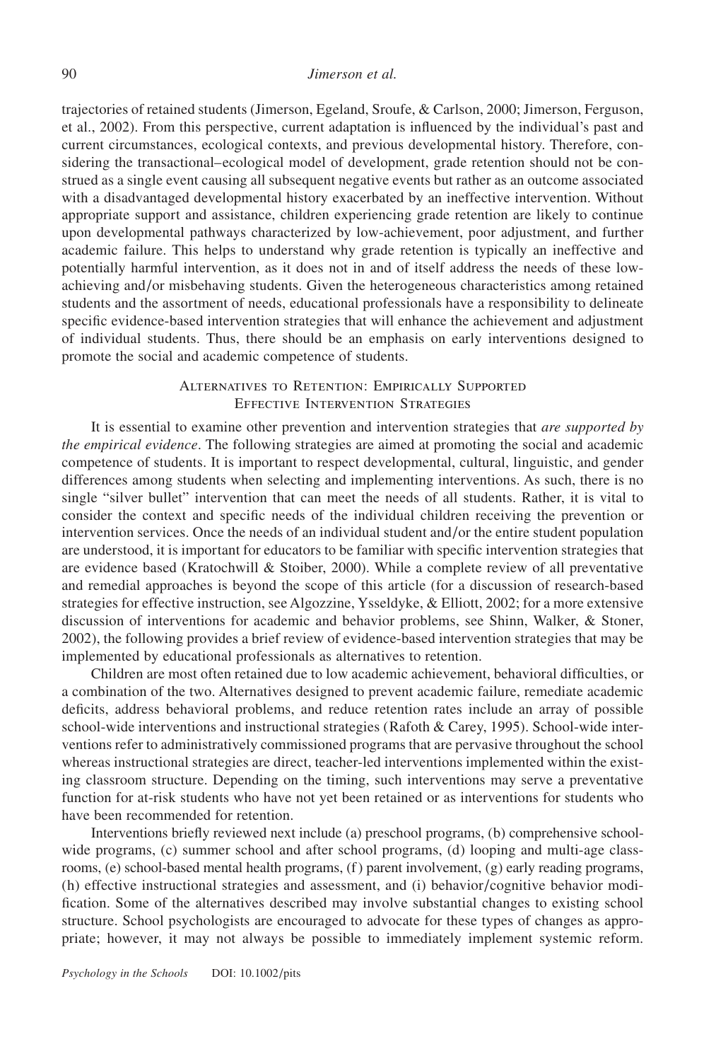trajectories of retained students (Jimerson, Egeland, Sroufe, & Carlson, 2000; Jimerson, Ferguson, et al., 2002). From this perspective, current adaptation is influenced by the individual's past and current circumstances, ecological contexts, and previous developmental history. Therefore, considering the transactional–ecological model of development, grade retention should not be construed as a single event causing all subsequent negative events but rather as an outcome associated with a disadvantaged developmental history exacerbated by an ineffective intervention. Without appropriate support and assistance, children experiencing grade retention are likely to continue upon developmental pathways characterized by low-achievement, poor adjustment, and further academic failure. This helps to understand why grade retention is typically an ineffective and potentially harmful intervention, as it does not in and of itself address the needs of these low-achieving and/or misbehaving students. Given the heterogeneous characteristics among retained students and the assortment of needs, educational professionals have a responsibility to delineate specific evidence-based intervention strategies that will enhance the achievement and adjustment of individual students. Thus, there should be an emphasis on early interventions designed to promote the social and academic competence of students.

## Alternatives to Retention: Empirically Supported Effective Intervention Strategies

It is essential to examine other prevention and intervention strategies that *are supported by the empirical evidence*. The following strategies are aimed at promoting the social and academic competence of students. It is important to respect developmental, cultural, linguistic, and gender differences among students when selecting and implementing interventions. As such, there is no single "silver bullet" intervention that can meet the needs of all students. Rather, it is vital to consider the context and specific needs of the individual children receiving the prevention or intervention services. Once the needs of an individual student and/or the entire student population are understood, it is important for educators to be familiar with specific intervention strategies that are evidence based (Kratochwill & Stoiber, 2000). While a complete review of all preventative and remedial approaches is beyond the scope of this article (for a discussion of research-based strategies for effective instruction, see Algozzine, Ysseldyke, & Elliott, 2002; for a more extensive discussion of interventions for academic and behavior problems, see Shinn, Walker, & Stoner, 2002), the following provides a brief review of evidence-based intervention strategies that may be implemented by educational professionals as alternatives to retention.

Children are most often retained due to low academic achievement, behavioral difficulties, or a combination of the two. Alternatives designed to prevent academic failure, remediate academic deficits, address behavioral problems, and reduce retention rates include an array of possible school-wide interventions and instructional strategies (Rafoth & Carey, 1995). School-wide interventions refer to administratively commissioned programs that are pervasive throughout the school whereas instructional strategies are direct, teacher-led interventions implemented within the existing classroom structure. Depending on the timing, such interventions may serve a preventative function for at-risk students who have not yet been retained or as interventions for students who have been recommended for retention.

Interventions briefly reviewed next include (a) preschool programs, (b) comprehensive school-wide programs, (c) summer school and after school programs, (d) looping and multi-age classrooms, (e) school-based mental health programs, (f) parent involvement, (g) early reading programs, (h) effective instructional strategies and assessment, and (i) behavior/cognitive behavior modification. Some of the alternatives described may involve substantial changes to existing school structure. School psychologists are encouraged to advocate for these types of changes as appropriate; however, it may not always be possible to immediately implement systemic reform.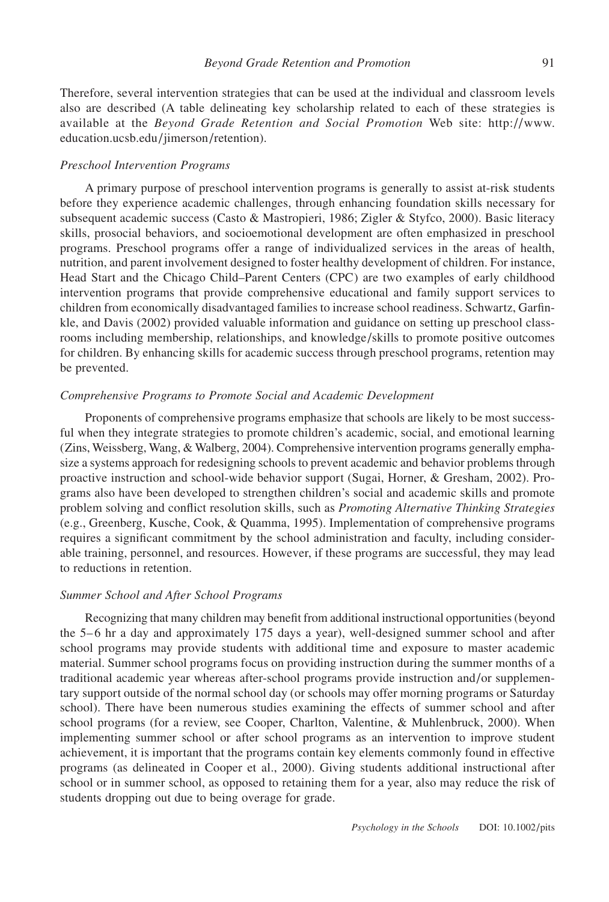Therefore, several intervention strategies that can be used at the individual and classroom levels also are described (A table delineating key scholarship related to each of these strategies is available at the *Beyond Grade Retention and Social Promotion* Web site: http://www.education.ucsb.edu/jimerson/retention).

### *Preschool Intervention Programs*

A primary purpose of preschool intervention programs is generally to assist at-risk students before they experience academic challenges, through enhancing foundation skills necessary for subsequent academic success (Casto & Mastropieri, 1986; Zigler & Styfco, 2000). Basic literacy skills, prosocial behaviors, and socioemotional development are often emphasized in preschool programs. Preschool programs offer a range of individualized services in the areas of health, nutrition, and parent involvement designed to foster healthy development of children. For instance, Head Start and the Chicago Child–Parent Centers (CPC) are two examples of early childhood intervention programs that provide comprehensive educational and family support services to children from economically disadvantaged families to increase school readiness. Schwartz, Garfinkle, and Davis (2002) provided valuable information and guidance on setting up preschool classrooms including membership, relationships, and knowledge/skills to promote positive outcomes for children. By enhancing skills for academic success through preschool programs, retention may be prevented.

### *Comprehensive Programs to Promote Social and Academic Development*

Proponents of comprehensive programs emphasize that schools are likely to be most successful when they integrate strategies to promote children's academic, social, and emotional learning (Zins, Weissberg, Wang, & Walberg, 2004). Comprehensive intervention programs generally emphasize a systems approach for redesigning schools to prevent academic and behavior problems through proactive instruction and school-wide behavior support (Sugai, Horner, & Gresham, 2002). Programs also have been developed to strengthen children's social and academic skills and promote problem solving and conflict resolution skills, such as *Promoting Alternative Thinking Strategies* (e.g., Greenberg, Kusche, Cook, & Quamma, 1995). Implementation of comprehensive programs requires a significant commitment by the school administration and faculty, including considerable training, personnel, and resources. However, if these programs are successful, they may lead to reductions in retention.

### *Summer School and After School Programs*

Recognizing that many children may benefit from additional instructional opportunities (beyond the 5–6 hr a day and approximately 175 days a year), well-designed summer school and after school programs may provide students with additional time and exposure to master academic material. Summer school programs focus on providing instruction during the summer months of a traditional academic year whereas after-school programs provide instruction and/or supplementary support outside of the normal school day (or schools may offer morning programs or Saturday school). There have been numerous studies examining the effects of summer school and after school programs (for a review, see Cooper, Charlton, Valentine, & Muhlenbruck, 2000). When implementing summer school or after school programs as an intervention to improve student achievement, it is important that the programs contain key elements commonly found in effective programs (as delineated in Cooper et al., 2000). Giving students additional instructional after school or in summer school, as opposed to retaining them for a year, also may reduce the risk of students dropping out due to being overage for grade.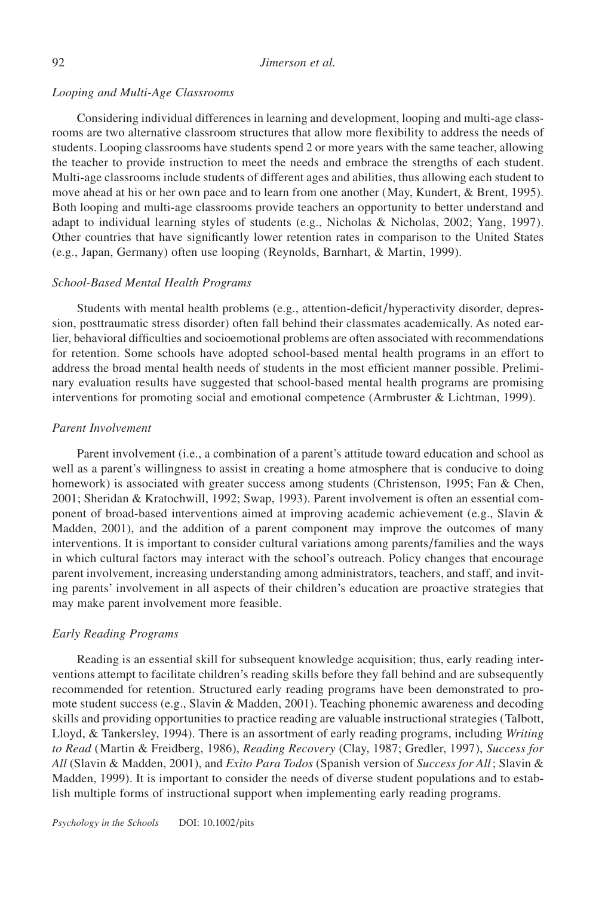*Looping and Multi-Age Classrooms*

Considering individual differences in learning and development, looping and multi-age classrooms are two alternative classroom structures that allow more flexibility to address the needs of students. Looping classrooms have students spend 2 or more years with the same teacher, allowing the teacher to provide instruction to meet the needs and embrace the strengths of each student. Multi-age classrooms include students of different ages and abilities, thus allowing each student to move ahead at his or her own pace and to learn from one another (May, Kundert, & Brent, 1995). Both looping and multi-age classrooms provide teachers an opportunity to better understand and adapt to individual learning styles of students (e.g., Nicholas & Nicholas, 2002; Yang, 1997). Other countries that have significantly lower retention rates in comparison to the United States (e.g., Japan, Germany) often use looping (Reynolds, Barnhart, & Martin, 1999).

*School-Based Mental Health Programs*

Students with mental health problems (e.g., attention-deficit/hyperactivity disorder, depression, posttraumatic stress disorder) often fall behind their classmates academically. As noted earlier, behavioral difficulties and socioemotional problems are often associated with recommendations for retention. Some schools have adopted school-based mental health programs in an effort to address the broad mental health needs of students in the most efficient manner possible. Preliminary evaluation results have suggested that school-based mental health programs are promising interventions for promoting social and emotional competence (Armbruster & Lichtman, 1999).

*Parent Involvement*

Parent involvement (i.e., a combination of a parent's attitude toward education and school as well as a parent's willingness to assist in creating a home atmosphere that is conducive to doing homework) is associated with greater success among students (Christenson, 1995; Fan & Chen, 2001; Sheridan & Kratochwill, 1992; Swap, 1993). Parent involvement is often an essential component of broad-based interventions aimed at improving academic achievement (e.g., Slavin & Madden, 2001), and the addition of a parent component may improve the outcomes of many interventions. It is important to consider cultural variations among parents/families and the ways in which cultural factors may interact with the school's outreach. Policy changes that encourage parent involvement, increasing understanding among administrators, teachers, and staff, and inviting parents' involvement in all aspects of their children's education are proactive strategies that may make parent involvement more feasible.

*Early Reading Programs*

Reading is an essential skill for subsequent knowledge acquisition; thus, early reading interventions attempt to facilitate children's reading skills before they fall behind and are subsequently recommended for retention. Structured early reading programs have been demonstrated to promote student success (e.g., Slavin & Madden, 2001). Teaching phonemic awareness and decoding skills and providing opportunities to practice reading are valuable instructional strategies (Talbott, Lloyd, & Tankersley, 1994). There is an assortment of early reading programs, including *Writing to Read* (Martin & Freidberg, 1986), *Reading Recovery* (Clay, 1987; Gredler, 1997), *Success for All* (Slavin & Madden, 2001), and *Exito Para Todos* (Spanish version of *Success for All*; Slavin & Madden, 1999). It is important to consider the needs of diverse student populations and to establish multiple forms of instructional support when implementing early reading programs.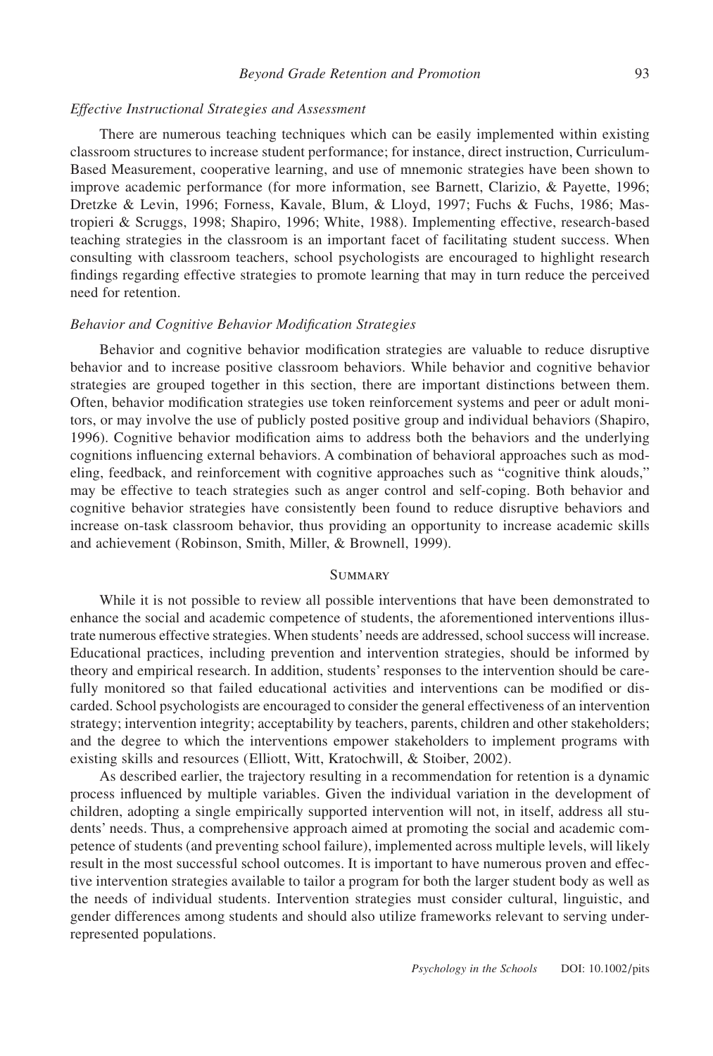### *Effective Instructional Strategies and Assessment*

There are numerous teaching techniques which can be easily implemented within existing classroom structures to increase student performance; for instance, direct instruction, Curriculum-Based Measurement, cooperative learning, and use of mnemonic strategies have been shown to improve academic performance (for more information, see Barnett, Clarizio, & Payette, 1996; Dretzke & Levin, 1996; Forness, Kavale, Blum, & Lloyd, 1997; Fuchs & Fuchs, 1986; Mastropieri & Scruggs, 1998; Shapiro, 1996; White, 1988). Implementing effective, research-based teaching strategies in the classroom is an important facet of facilitating student success. When consulting with classroom teachers, school psychologists are encouraged to highlight research findings regarding effective strategies to promote learning that may in turn reduce the perceived need for retention.

### *Behavior and Cognitive Behavior Modification Strategies*

Behavior and cognitive behavior modification strategies are valuable to reduce disruptive behavior and to increase positive classroom behaviors. While behavior and cognitive behavior strategies are grouped together in this section, there are important distinctions between them. Often, behavior modification strategies use token reinforcement systems and peer or adult monitors, or may involve the use of publicly posted positive group and individual behaviors (Shapiro, 1996). Cognitive behavior modification aims to address both the behaviors and the underlying cognitions influencing external behaviors. A combination of behavioral approaches such as modeling, feedback, and reinforcement with cognitive approaches such as "cognitive think alouds," may be effective to teach strategies such as anger control and self-coping. Both behavior and cognitive behavior strategies have consistently been found to reduce disruptive behaviors and increase on-task classroom behavior, thus providing an opportunity to increase academic skills and achievement (Robinson, Smith, Miller, & Brownell, 1999).

## Summary

While it is not possible to review all possible interventions that have been demonstrated to enhance the social and academic competence of students, the aforementioned interventions illustrate numerous effective strategies. When students' needs are addressed, school success will increase. Educational practices, including prevention and intervention strategies, should be informed by theory and empirical research. In addition, students' responses to the intervention should be carefully monitored so that failed educational activities and interventions can be modified or discarded. School psychologists are encouraged to consider the general effectiveness of an intervention strategy; intervention integrity; acceptability by teachers, parents, children and other stakeholders; and the degree to which the interventions empower stakeholders to implement programs with existing skills and resources (Elliott, Witt, Kratochwill, & Stoiber, 2002).

As described earlier, the trajectory resulting in a recommendation for retention is a dynamic process influenced by multiple variables. Given the individual variation in the development of children, adopting a single empirically supported intervention will not, in itself, address all students' needs. Thus, a comprehensive approach aimed at promoting the social and academic competence of students (and preventing school failure), implemented across multiple levels, will likely result in the most successful school outcomes. It is important to have numerous proven and effective intervention strategies available to tailor a program for both the larger student body as well as the needs of individual students. Intervention strategies must consider cultural, linguistic, and gender differences among students and should also utilize frameworks relevant to serving underrepresented populations.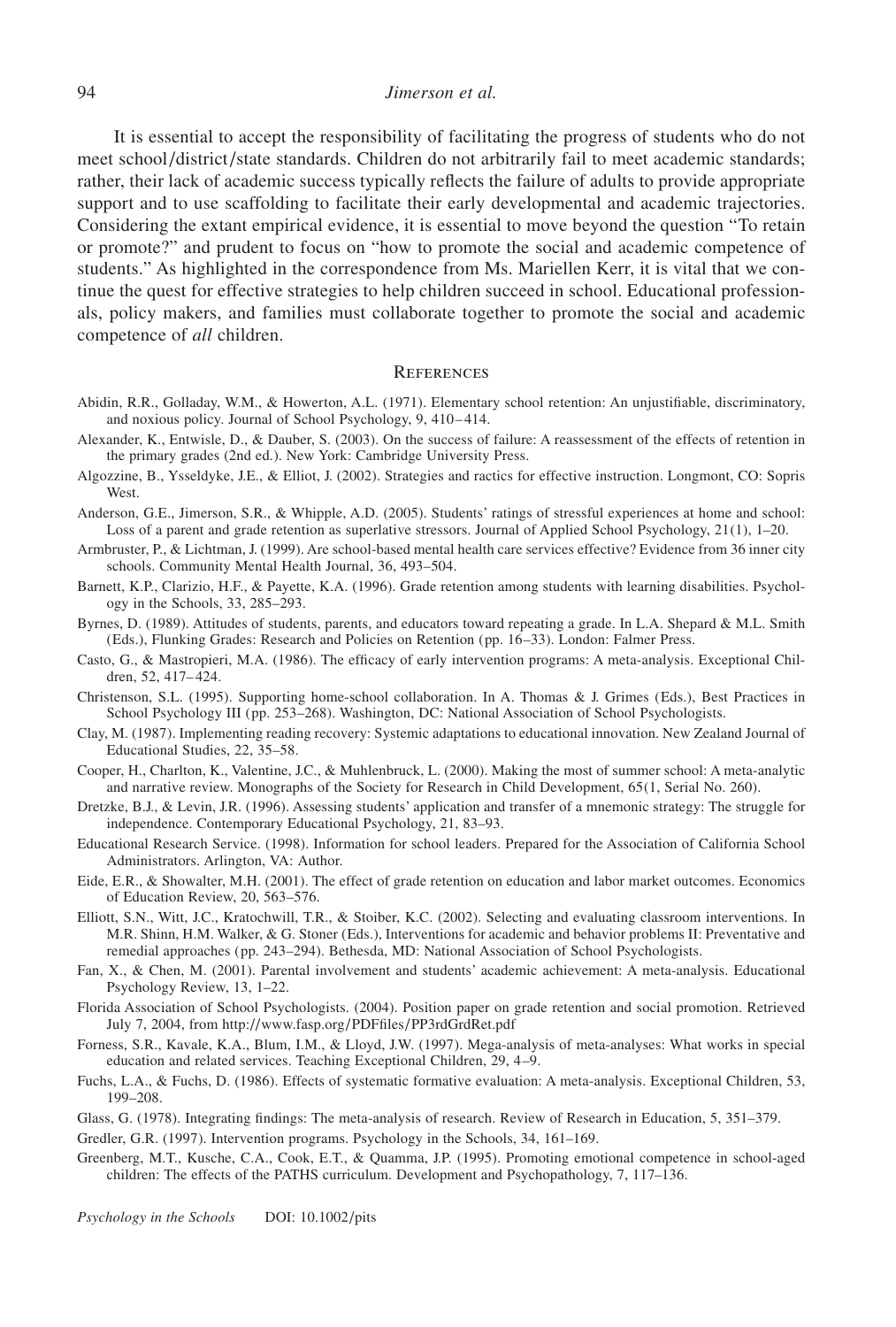It is essential to accept the responsibility of facilitating the progress of students who do not meet school/district/state standards. Children do not arbitrarily fail to meet academic standards; rather, their lack of academic success typically reflects the failure of adults to provide appropriate support and to use scaffolding to facilitate their early developmental and academic trajectories. Considering the extant empirical evidence, it is essential to move beyond the question "To retain or promote?" and prudent to focus on "how to promote the social and academic competence of students." As highlighted in the correspondence from Ms. Mariellen Kerr, it is vital that we continue the quest for effective strategies to help children succeed in school. Educational professionals, policy makers, and families must collaborate together to promote the social and academic competence of *all* children.

## References

Abidin, R.R., Golladay, W.M., & Howerton, A.L. (1971). Elementary school retention: An unjustifiable, discriminatory, and noxious policy. Journal of School Psychology, 9, 410–414.

Alexander, K., Entwisle, D., & Dauber, S. (2003). On the success of failure: A reassessment of the effects of retention in the primary grades (2nd ed.). New York: Cambridge University Press.

Algozzine, B., Ysseldyke, J.E., & Elliot, J. (2002). Strategies and ractics for effective instruction. Longmont, CO: Sopris West.

Anderson, G.E., Jimerson, S.R., & Whipple, A.D. (2005). Students' ratings of stressful experiences at home and school: Loss of a parent and grade retention as superlative stressors. Journal of Applied School Psychology, 21(1), 1–20.

Armbruster, P., & Lichtman, J. (1999). Are school-based mental health care services effective? Evidence from 36 inner city schools. Community Mental Health Journal, 36, 493–504.

Barnett, K.P., Clarizio, H.F., & Payette, K.A. (1996). Grade retention among students with learning disabilities. Psychology in the Schools, 33, 285–293.

Byrnes, D. (1989). Attitudes of students, parents, and educators toward repeating a grade. In L.A. Shepard & M.L. Smith (Eds.), Flunking Grades: Research and Policies on Retention (pp. 16–33). London: Falmer Press.

Casto, G., & Mastropieri, M.A. (1986). The efficacy of early intervention programs: A meta-analysis. Exceptional Children, 52, 417–424.

Christenson, S.L. (1995). Supporting home-school collaboration. In A. Thomas & J. Grimes (Eds.), Best Practices in School Psychology III (pp. 253–268). Washington, DC: National Association of School Psychologists.

Clay, M. (1987). Implementing reading recovery: Systemic adaptations to educational innovation. New Zealand Journal of Educational Studies, 22, 35–58.

Cooper, H., Charlton, K., Valentine, J.C., & Muhlenbruck, L. (2000). Making the most of summer school: A meta-analytic and narrative review. Monographs of the Society for Research in Child Development, 65(1, Serial No. 260).

Dretzke, B.J., & Levin, J.R. (1996). Assessing students' application and transfer of a mnemonic strategy: The struggle for independence. Contemporary Educational Psychology, 21, 83–93.

Educational Research Service. (1998). Information for school leaders. Prepared for the Association of California School Administrators. Arlington, VA: Author.

Eide, E.R., & Showalter, M.H. (2001). The effect of grade retention on education and labor market outcomes. Economics of Education Review, 20, 563–576.

Elliott, S.N., Witt, J.C., Kratochwill, T.R., & Stoiber, K.C. (2002). Selecting and evaluating classroom interventions. In M.R. Shinn, H.M. Walker, & G. Stoner (Eds.), Interventions for academic and behavior problems II: Preventative and remedial approaches (pp. 243–294). Bethesda, MD: National Association of School Psychologists.

Fan, X., & Chen, M. (2001). Parental involvement and students' academic achievement: A meta-analysis. Educational Psychology Review, 13, 1–22.

Florida Association of School Psychologists. (2004). Position paper on grade retention and social promotion. Retrieved July 7, 2004, from http://www.fasp.org/PDFfiles/PP3rdGrdRet.pdf

Forness, S.R., Kavale, K.A., Blum, I.M., & Lloyd, J.W. (1997). Mega-analysis of meta-analyses: What works in special education and related services. Teaching Exceptional Children, 29, 4–9.

Fuchs, L.A., & Fuchs, D. (1986). Effects of systematic formative evaluation: A meta-analysis. Exceptional Children, 53, 199–208.

Glass, G. (1978). Integrating findings: The meta-analysis of research. Review of Research in Education, 5, 351–379.

Gredler, G.R. (1997). Intervention programs. Psychology in the Schools, 34, 161–169.

Greenberg, M.T., Kusche, C.A., Cook, E.T., & Quamma, J.P. (1995). Promoting emotional competence in school-aged children: The effects of the PATHS curriculum. Development and Psychopathology, 7, 117–136.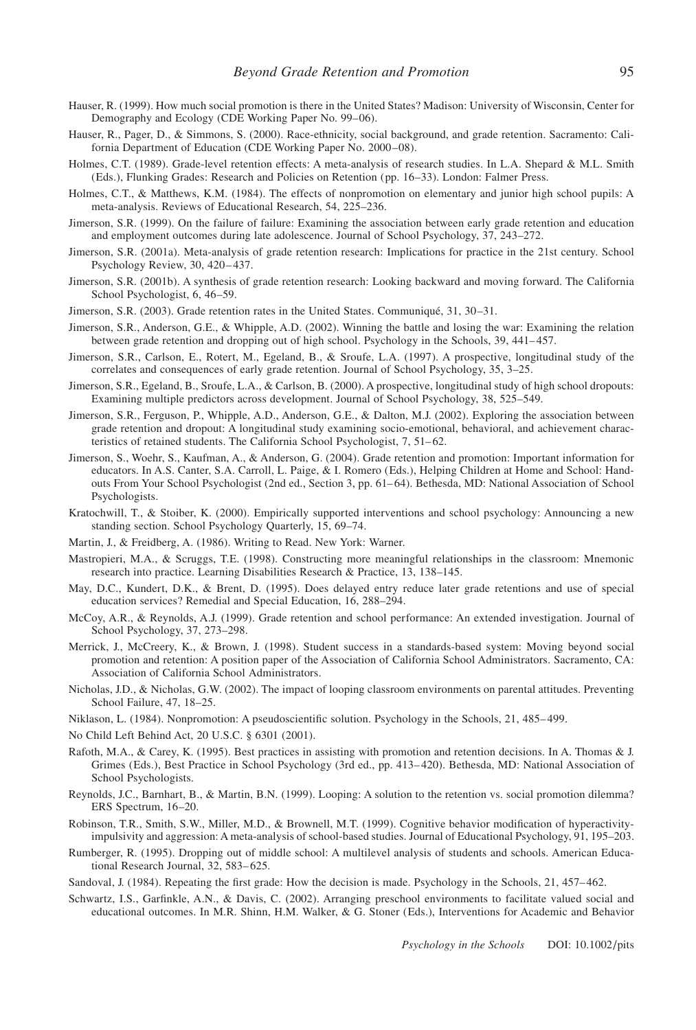Hauser, R. (1999). How much social promotion is there in the United States? Madison: University of Wisconsin, Center for Demography and Ecology (CDE Working Paper No. 99–06).

Hauser, R., Pager, D., & Simmons, S. (2000). Race-ethnicity, social background, and grade retention. Sacramento: California Department of Education (CDE Working Paper No. 2000–08).

Holmes, C.T. (1989). Grade-level retention effects: A meta-analysis of research studies. In L.A. Shepard & M.L. Smith (Eds.), Flunking Grades: Research and Policies on Retention (pp. 16–33). London: Falmer Press.

Holmes, C.T., & Matthews, K.M. (1984). The effects of nonpromotion on elementary and junior high school pupils: A meta-analysis. Reviews of Educational Research, 54, 225–236.

Jimerson, S.R. (1999). On the failure of failure: Examining the association between early grade retention and education and employment outcomes during late adolescence. Journal of School Psychology, 37, 243–272.

Jimerson, S.R. (2001a). Meta-analysis of grade retention research: Implications for practice in the 21st century. School Psychology Review, 30, 420–437.

Jimerson, S.R. (2001b). A synthesis of grade retention research: Looking backward and moving forward. The California School Psychologist, 6, 46–59.

Jimerson, S.R. (2003). Grade retention rates in the United States. Communiqué, 31, 30–31.

Jimerson, S.R., Anderson, G.E., & Whipple, A.D. (2002). Winning the battle and losing the war: Examining the relation between grade retention and dropping out of high school. Psychology in the Schools, 39, 441–457.

Jimerson, S.R., Carlson, E., Rotert, M., Egeland, B., & Sroufe, L.A. (1997). A prospective, longitudinal study of the correlates and consequences of early grade retention. Journal of School Psychology, 35, 3–25.

Jimerson, S.R., Egeland, B., Sroufe, L.A., & Carlson, B. (2000). A prospective, longitudinal study of high school dropouts: Examining multiple predictors across development. Journal of School Psychology, 38, 525–549.

Jimerson, S.R., Ferguson, P., Whipple, A.D., Anderson, G.E., & Dalton, M.J. (2002). Exploring the association between grade retention and dropout: A longitudinal study examining socio-emotional, behavioral, and achievement characteristics of retained students. The California School Psychologist, 7, 51–62.

Jimerson, S., Woehr, S., Kaufman, A., & Anderson, G. (2004). Grade retention and promotion: Important information for educators. In A.S. Canter, S.A. Carroll, L. Paige, & I. Romero (Eds.), Helping Children at Home and School: Handouts From Your School Psychologist (2nd ed., Section 3, pp. 61–64). Bethesda, MD: National Association of School Psychologists.

Kratochwill, T., & Stoiber, K. (2000). Empirically supported interventions and school psychology: Announcing a new standing section. School Psychology Quarterly, 15, 69–74.

Martin, J., & Freidberg, A. (1986). Writing to Read. New York: Warner.

Mastropieri, M.A., & Scruggs, T.E. (1998). Constructing more meaningful relationships in the classroom: Mnemonic research into practice. Learning Disabilities Research & Practice, 13, 138–145.

May, D.C., Kundert, D.K., & Brent, D. (1995). Does delayed entry reduce later grade retentions and use of special education services? Remedial and Special Education, 16, 288–294.

McCoy, A.R., & Reynolds, A.J. (1999). Grade retention and school performance: An extended investigation. Journal of School Psychology, 37, 273–298.

Merrick, J., McCreery, K., & Brown, J. (1998). Student success in a standards-based system: Moving beyond social promotion and retention: A position paper of the Association of California School Administrators. Sacramento, CA: Association of California School Administrators.

Nicholas, J.D., & Nicholas, G.W. (2002). The impact of looping classroom environments on parental attitudes. Preventing School Failure, 47, 18–25.

Niklason, L. (1984). Nonpromotion: A pseudoscientific solution. Psychology in the Schools, 21, 485–499.

No Child Left Behind Act, 20 U.S.C. § 6301 (2001).

Rafoth, M.A., & Carey, K. (1995). Best practices in assisting with promotion and retention decisions. In A. Thomas & J. Grimes (Eds.), Best Practice in School Psychology (3rd ed., pp. 413–420). Bethesda, MD: National Association of School Psychologists.

Reynolds, J.C., Barnhart, B., & Martin, B.N. (1999). Looping: A solution to the retention vs. social promotion dilemma? ERS Spectrum, 16–20.

Robinson, T.R., Smith, S.W., Miller, M.D., & Brownell, M.T. (1999). Cognitive behavior modification of hyperactivity-impulsivity and aggression: A meta-analysis of school-based studies. Journal of Educational Psychology, 91, 195–203.

Rumberger, R. (1995). Dropping out of middle school: A multilevel analysis of students and schools. American Educational Research Journal, 32, 583–625.

Sandoval, J. (1984). Repeating the first grade: How the decision is made. Psychology in the Schools, 21, 457–462.

Schwartz, I.S., Garfinkle, A.N., & Davis, C. (2002). Arranging preschool environments to facilitate valued social and educational outcomes. In M.R. Shinn, H.M. Walker, & G. Stoner (Eds.), Interventions for Academic and Behavior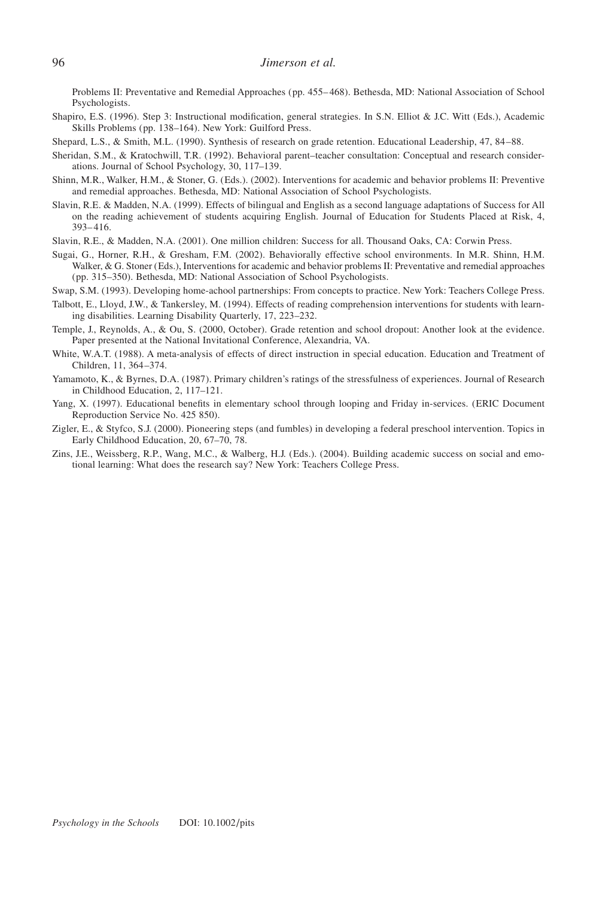Problems II: Preventative and Remedial Approaches (pp. 455–468). Bethesda, MD: National Association of School Psychologists.

Shapiro, E.S. (1996). Step 3: Instructional modification, general strategies. In S.N. Elliot & J.C. Witt (Eds.), Academic Skills Problems (pp. 138–164). New York: Guilford Press.

Shepard, L.S., & Smith, M.L. (1990). Synthesis of research on grade retention. Educational Leadership, 47, 84–88.

Sheridan, S.M., & Kratochwill, T.R. (1992). Behavioral parent–teacher consultation: Conceptual and research considerations. Journal of School Psychology, 30, 117–139.

Shinn, M.R., Walker, H.M., & Stoner, G. (Eds.). (2002). Interventions for academic and behavior problems II: Preventive and remedial approaches. Bethesda, MD: National Association of School Psychologists.

Slavin, R.E. & Madden, N.A. (1999). Effects of bilingual and English as a second language adaptations of Success for All on the reading achievement of students acquiring English. Journal of Education for Students Placed at Risk, 4, 393–416.

Slavin, R.E., & Madden, N.A. (2001). One million children: Success for all. Thousand Oaks, CA: Corwin Press.

Sugai, G., Horner, R.H., & Gresham, F.M. (2002). Behaviorally effective school environments. In M.R. Shinn, H.M. Walker, & G. Stoner (Eds.), Interventions for academic and behavior problems II: Preventative and remedial approaches (pp. 315–350). Bethesda, MD: National Association of School Psychologists.

Swap, S.M. (1993). Developing home-achool partnerships: From concepts to practice. New York: Teachers College Press.

Talbott, E., Lloyd, J.W., & Tankersley, M. (1994). Effects of reading comprehension interventions for students with learning disabilities. Learning Disability Quarterly, 17, 223–232.

Temple, J., Reynolds, A., & Ou, S. (2000, October). Grade retention and school dropout: Another look at the evidence. Paper presented at the National Invitational Conference, Alexandria, VA.

White, W.A.T. (1988). A meta-analysis of effects of direct instruction in special education. Education and Treatment of Children, 11, 364–374.

Yamamoto, K., & Byrnes, D.A. (1987). Primary children's ratings of the stressfulness of experiences. Journal of Research in Childhood Education, 2, 117–121.

Yang, X. (1997). Educational benefits in elementary school through looping and Friday in-services. (ERIC Document Reproduction Service No. 425 850).

Zigler, E., & Styfco, S.J. (2000). Pioneering steps (and fumbles) in developing a federal preschool intervention. Topics in Early Childhood Education, 20, 67–70, 78.

Zins, J.E., Weissberg, R.P., Wang, M.C., & Walberg, H.J. (Eds.). (2004). Building academic success on social and emotional learning: What does the research say? New York: Teachers College Press.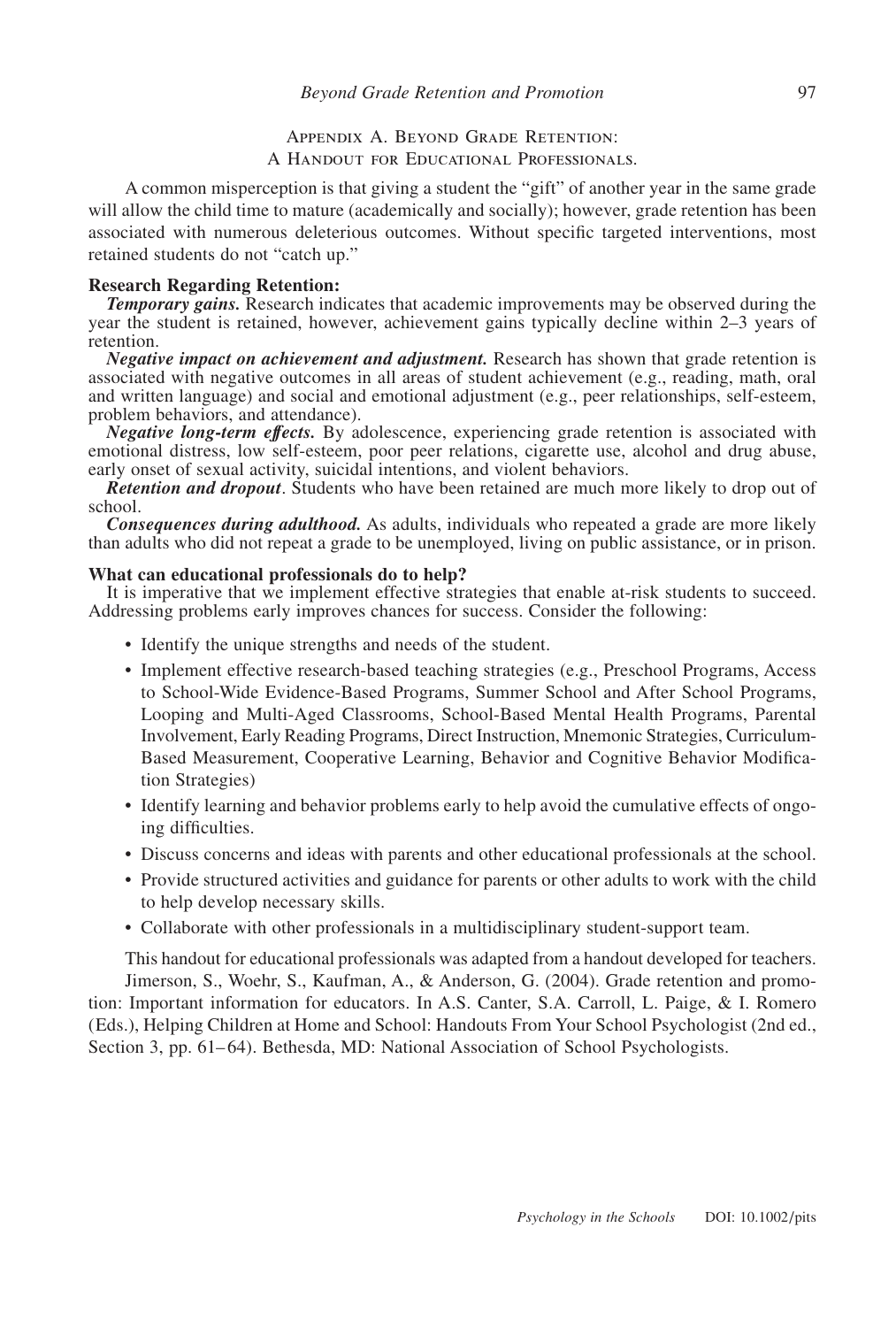## Appendix A. Beyond Grade Retention: A Handout for Educational Professionals.

A common misperception is that giving a student the "gift" of another year in the same grade will allow the child time to mature (academically and socially); however, grade retention has been associated with numerous deleterious outcomes. Without specific targeted interventions, most retained students do not "catch up."

**Research Regarding Retention:**

***Temporary gains.*** Research indicates that academic improvements may be observed during the year the student is retained, however, achievement gains typically decline within 2–3 years of retention.

***Negative impact on achievement and adjustment.*** Research has shown that grade retention is associated with negative outcomes in all areas of student achievement (e.g., reading, math, oral and written language) and social and emotional adjustment (e.g., peer relationships, self-esteem, problem behaviors, and attendance).

***Negative long-term effects.*** By adolescence, experiencing grade retention is associated with emotional distress, low self-esteem, poor peer relations, cigarette use, alcohol and drug abuse, early onset of sexual activity, suicidal intentions, and violent behaviors.

***Retention and dropout***. Students who have been retained are much more likely to drop out of school.

***Consequences during adulthood.*** As adults, individuals who repeated a grade are more likely than adults who did not repeat a grade to be unemployed, living on public assistance, or in prison.

**What can educational professionals do to help?**

It is imperative that we implement effective strategies that enable at-risk students to succeed. Addressing problems early improves chances for success. Consider the following:

- Identify the unique strengths and needs of the student.
- Implement effective research-based teaching strategies (e.g., Preschool Programs, Access to School-Wide Evidence-Based Programs, Summer School and After School Programs, Looping and Multi-Aged Classrooms, School-Based Mental Health Programs, Parental Involvement, Early Reading Programs, Direct Instruction, Mnemonic Strategies, Curriculum-Based Measurement, Cooperative Learning, Behavior and Cognitive Behavior Modification Strategies)
- Identify learning and behavior problems early to help avoid the cumulative effects of ongoing difficulties.
- Discuss concerns and ideas with parents and other educational professionals at the school.
- Provide structured activities and guidance for parents or other adults to work with the child to help develop necessary skills.
- Collaborate with other professionals in a multidisciplinary student-support team.

This handout for educational professionals was adapted from a handout developed for teachers.

Jimerson, S., Woehr, S., Kaufman, A., & Anderson, G. (2004). Grade retention and promotion: Important information for educators. In A.S. Canter, S.A. Carroll, L. Paige, & I. Romero (Eds.), Helping Children at Home and School: Handouts From Your School Psychologist (2nd ed., Section 3, pp. 61–64). Bethesda, MD: National Association of School Psychologists.